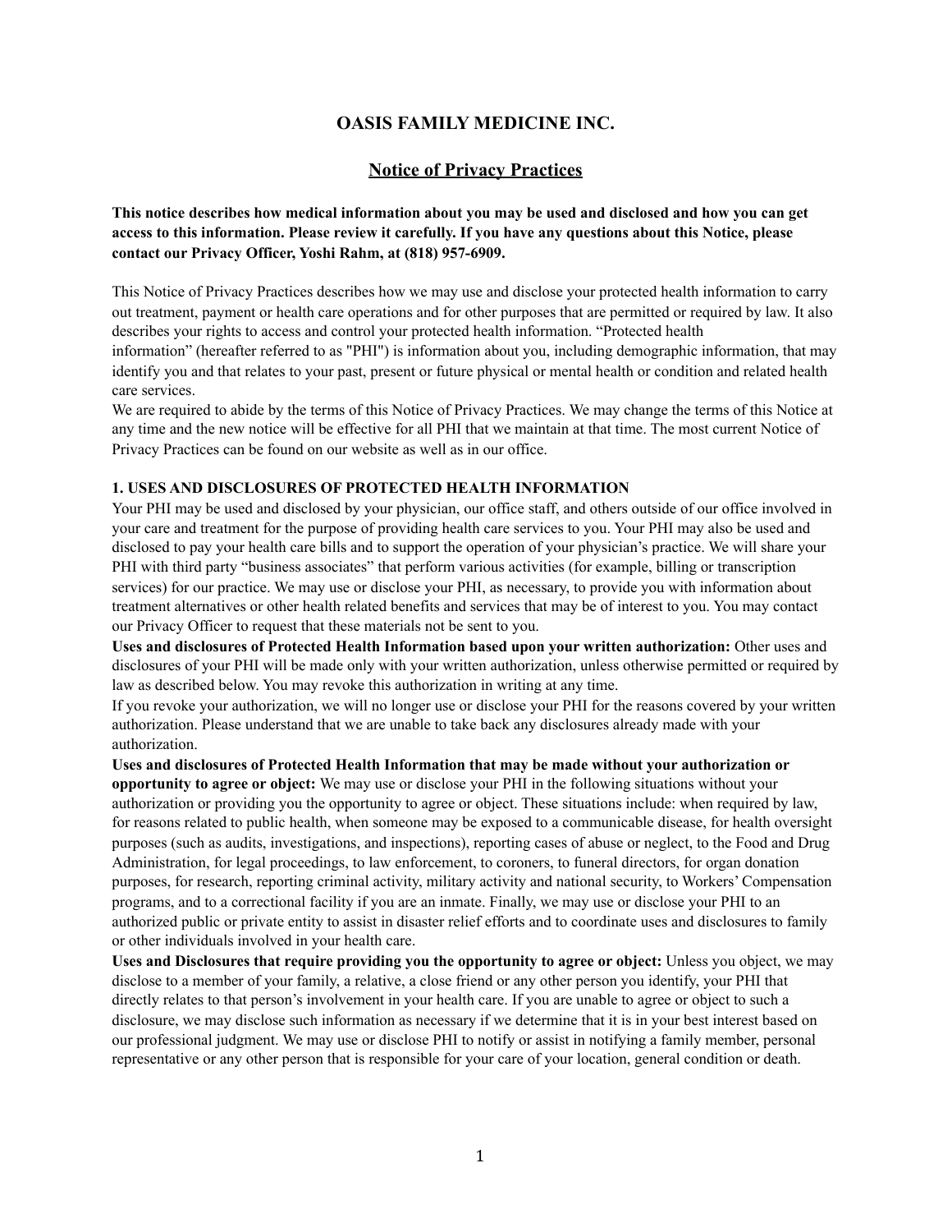# OASIS FAMILY MEDICINE INC.

## Notice of Privacy Practices

**This notice describes how medical information about you may be used and disclosed and how you can get access to this information. Please review it carefully. If you have any questions about this Notice, please contact our Privacy Officer, Yoshi Rahm, at (818) 957-6909.**

This Notice of Privacy Practices describes how we may use and disclose your protected health information to carry out treatment, payment or health care operations and for other purposes that are permitted or required by law. It also describes your rights to access and control your protected health information. "Protected health information" (hereafter referred to as "PHI") is information about you, including demographic information, that may identify you and that relates to your past, present or future physical or mental health or condition and related health care services.

We are required to abide by the terms of this Notice of Privacy Practices. We may change the terms of this Notice at any time and the new notice will be effective for all PHI that we maintain at that time. The most current Notice of Privacy Practices can be found on our website as well as in our office.

### 1. USES AND DISCLOSURES OF PROTECTED HEALTH INFORMATION

Your PHI may be used and disclosed by your physician, our office staff, and others outside of our office involved in your care and treatment for the purpose of providing health care services to you. Your PHI may also be used and disclosed to pay your health care bills and to support the operation of your physician's practice. We will share your PHI with third party "business associates" that perform various activities (for example, billing or transcription services) for our practice. We may use or disclose your PHI, as necessary, to provide you with information about treatment alternatives or other health related benefits and services that may be of interest to you. You may contact our Privacy Officer to request that these materials not be sent to you.

**Uses and disclosures of Protected Health Information based upon your written authorization:** Other uses and disclosures of your PHI will be made only with your written authorization, unless otherwise permitted or required by law as described below. You may revoke this authorization in writing at any time.

If you revoke your authorization, we will no longer use or disclose your PHI for the reasons covered by your written authorization. Please understand that we are unable to take back any disclosures already made with your authorization.

**Uses and disclosures of Protected Health Information that may be made without your authorization or opportunity to agree or object:** We may use or disclose your PHI in the following situations without your authorization or providing you the opportunity to agree or object. These situations include: when required by law, for reasons related to public health, when someone may be exposed to a communicable disease, for health oversight purposes (such as audits, investigations, and inspections), reporting cases of abuse or neglect, to the Food and Drug Administration, for legal proceedings, to law enforcement, to coroners, to funeral directors, for organ donation purposes, for research, reporting criminal activity, military activity and national security, to Workers' Compensation programs, and to a correctional facility if you are an inmate. Finally, we may use or disclose your PHI to an authorized public or private entity to assist in disaster relief efforts and to coordinate uses and disclosures to family or other individuals involved in your health care.

**Uses and Disclosures that require providing you the opportunity to agree or object:** Unless you object, we may disclose to a member of your family, a relative, a close friend or any other person you identify, your PHI that directly relates to that person's involvement in your health care. If you are unable to agree or object to such a disclosure, we may disclose such information as necessary if we determine that it is in your best interest based on our professional judgment. We may use or disclose PHI to notify or assist in notifying a family member, personal representative or any other person that is responsible for your care of your location, general condition or death.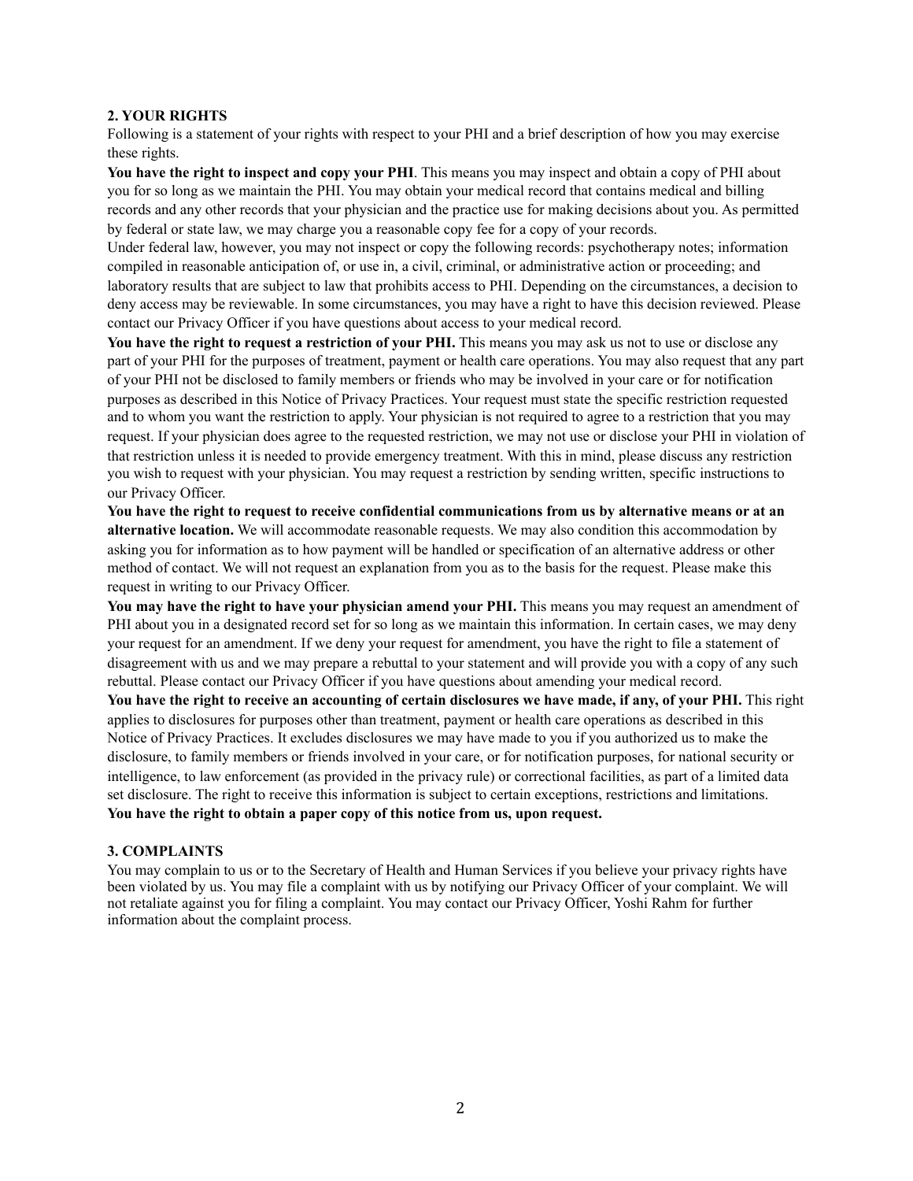## 2. YOUR RIGHTS

Following is a statement of your rights with respect to your PHI and a brief description of how you may exercise these rights.

**You have the right to inspect and copy your PHI**. This means you may inspect and obtain a copy of PHI about you for so long as we maintain the PHI. You may obtain your medical record that contains medical and billing records and any other records that your physician and the practice use for making decisions about you. As permitted by federal or state law, we may charge you a reasonable copy fee for a copy of your records.

Under federal law, however, you may not inspect or copy the following records: psychotherapy notes; information compiled in reasonable anticipation of, or use in, a civil, criminal, or administrative action or proceeding; and laboratory results that are subject to law that prohibits access to PHI. Depending on the circumstances, a decision to deny access may be reviewable. In some circumstances, you may have a right to have this decision reviewed. Please contact our Privacy Officer if you have questions about access to your medical record.

**You have the right to request a restriction of your PHI.** This means you may ask us not to use or disclose any part of your PHI for the purposes of treatment, payment or health care operations. You may also request that any part of your PHI not be disclosed to family members or friends who may be involved in your care or for notification purposes as described in this Notice of Privacy Practices. Your request must state the specific restriction requested and to whom you want the restriction to apply. Your physician is not required to agree to a restriction that you may request. If your physician does agree to the requested restriction, we may not use or disclose your PHI in violation of that restriction unless it is needed to provide emergency treatment. With this in mind, please discuss any restriction you wish to request with your physician. You may request a restriction by sending written, specific instructions to our Privacy Officer.

**You have the right to request to receive confidential communications from us by alternative means or at an alternative location.** We will accommodate reasonable requests. We may also condition this accommodation by asking you for information as to how payment will be handled or specification of an alternative address or other method of contact. We will not request an explanation from you as to the basis for the request. Please make this request in writing to our Privacy Officer.

**You may have the right to have your physician amend your PHI.** This means you may request an amendment of PHI about you in a designated record set for so long as we maintain this information. In certain cases, we may deny your request for an amendment. If we deny your request for amendment, you have the right to file a statement of disagreement with us and we may prepare a rebuttal to your statement and will provide you with a copy of any such rebuttal. Please contact our Privacy Officer if you have questions about amending your medical record.

**You have the right to receive an accounting of certain disclosures we have made, if any, of your PHI.** This right applies to disclosures for purposes other than treatment, payment or health care operations as described in this Notice of Privacy Practices. It excludes disclosures we may have made to you if you authorized us to make the disclosure, to family members or friends involved in your care, or for notification purposes, for national security or intelligence, to law enforcement (as provided in the privacy rule) or correctional facilities, as part of a limited data set disclosure. The right to receive this information is subject to certain exceptions, restrictions and limitations.

**You have the right to obtain a paper copy of this notice from us, upon request.**

## 3. COMPLAINTS

You may complain to us or to the Secretary of Health and Human Services if you believe your privacy rights have been violated by us. You may file a complaint with us by notifying our Privacy Officer of your complaint. We will not retaliate against you for filing a complaint. You may contact our Privacy Officer, Yoshi Rahm for further information about the complaint process.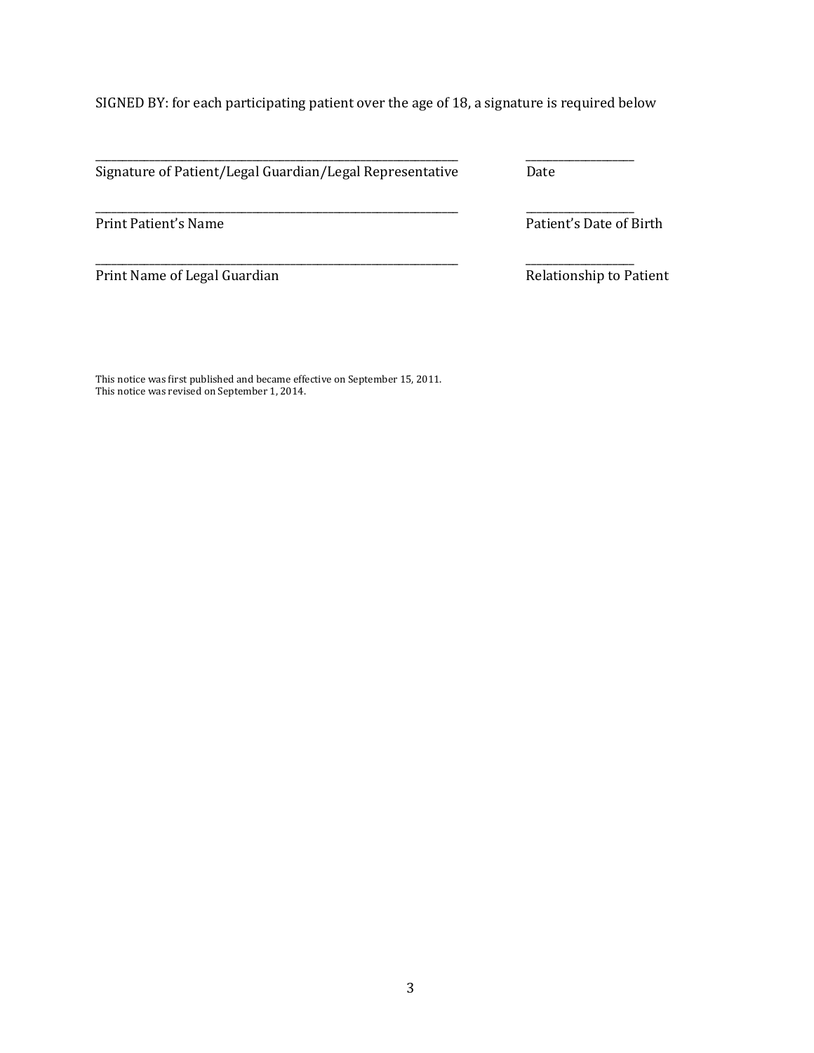SIGNED BY: for each participating patient over the age of 18, a signature is required below

_____________________________________________ ______________
Signature of Patient/Legal Guardian/Legal Representative Date

_____________________________________________ ______________
Print Patient's Name Patient's Date of Birth

_____________________________________________ ______________
Print Name of Legal Guardian Relationship to Patient

This notice was first published and became effective on September 15, 2011.
This notice was revised on September 1, 2014.